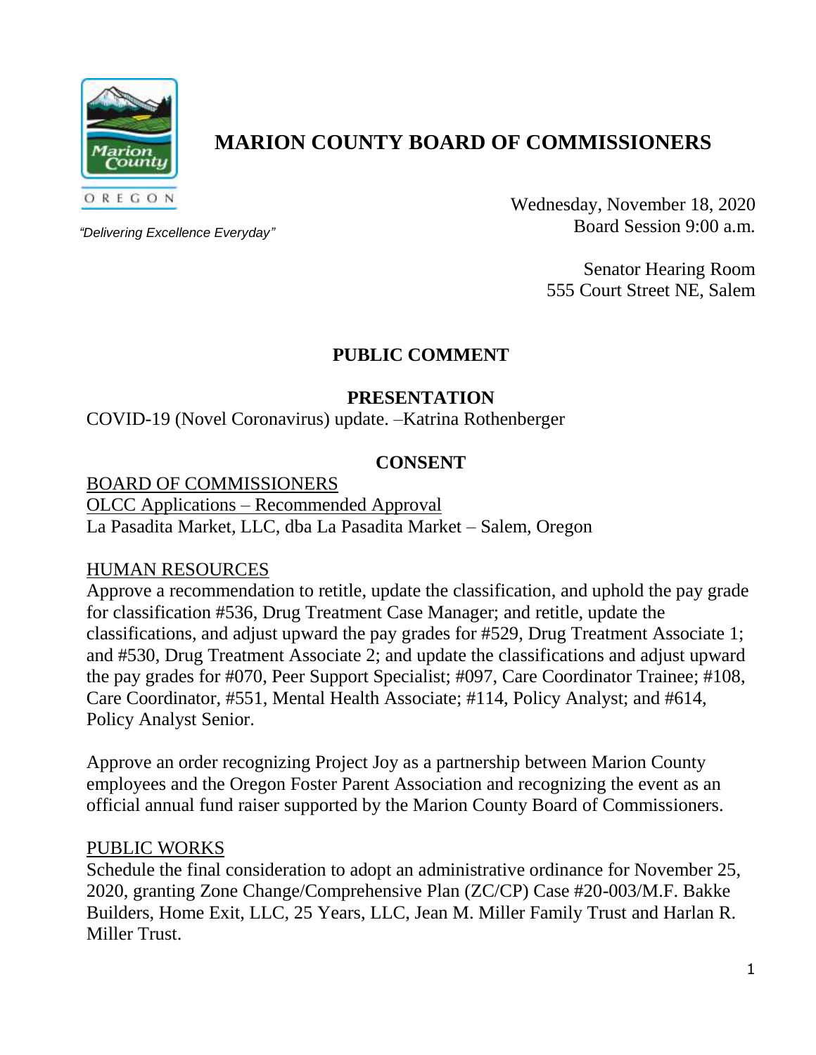# MARION COUNTY BOARD OF COMMISSIONERS

*"Delivering Excellence Everyday"*

Wednesday, November 18, 2020
Board Session 9:00 a.m.

Senator Hearing Room
555 Court Street NE, Salem

## PUBLIC COMMENT

## PRESENTATION

COVID-19 (Novel Coronavirus) update. –Katrina Rothenberger

## CONSENT

BOARD OF COMMISSIONERS

OLCC Applications – Recommended Approval

La Pasadita Market, LLC, dba La Pasadita Market – Salem, Oregon

HUMAN RESOURCES

Approve a recommendation to retitle, update the classification, and uphold the pay grade for classification #536, Drug Treatment Case Manager; and retitle, update the classifications, and adjust upward the pay grades for #529, Drug Treatment Associate 1; and #530, Drug Treatment Associate 2; and update the classifications and adjust upward the pay grades for #070, Peer Support Specialist; #097, Care Coordinator Trainee; #108, Care Coordinator, #551, Mental Health Associate; #114, Policy Analyst; and #614, Policy Analyst Senior.

Approve an order recognizing Project Joy as a partnership between Marion County employees and the Oregon Foster Parent Association and recognizing the event as an official annual fund raiser supported by the Marion County Board of Commissioners.

PUBLIC WORKS

Schedule the final consideration to adopt an administrative ordinance for November 25, 2020, granting Zone Change/Comprehensive Plan (ZC/CP) Case #20-003/M.F. Bakke Builders, Home Exit, LLC, 25 Years, LLC, Jean M. Miller Family Trust and Harlan R. Miller Trust.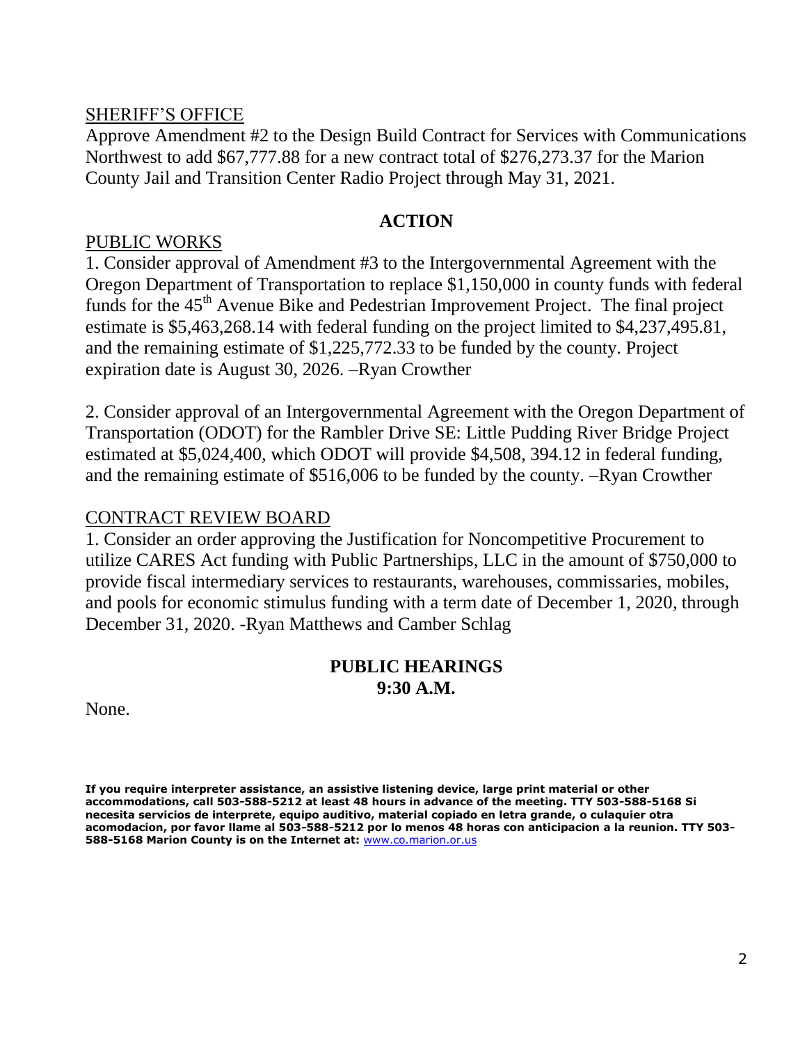SHERIFF'S OFFICE

Approve Amendment #2 to the Design Build Contract for Services with Communications Northwest to add $67,777.88 for a new contract total of $276,273.37 for the Marion County Jail and Transition Center Radio Project through May 31, 2021.

## ACTION

PUBLIC WORKS

1. Consider approval of Amendment #3 to the Intergovernmental Agreement with the Oregon Department of Transportation to replace $1,150,000 in county funds with federal funds for the 45th Avenue Bike and Pedestrian Improvement Project. The final project estimate is $5,463,268.14 with federal funding on the project limited to $4,237,495.81, and the remaining estimate of $1,225,772.33 to be funded by the county. Project expiration date is August 30, 2026. –Ryan Crowther

2. Consider approval of an Intergovernmental Agreement with the Oregon Department of Transportation (ODOT) for the Rambler Drive SE: Little Pudding River Bridge Project estimated at $5,024,400, which ODOT will provide $4,508, 394.12 in federal funding, and the remaining estimate of $516,006 to be funded by the county. –Ryan Crowther

CONTRACT REVIEW BOARD

1. Consider an order approving the Justification for Noncompetitive Procurement to utilize CARES Act funding with Public Partnerships, LLC in the amount of $750,000 to provide fiscal intermediary services to restaurants, warehouses, commissaries, mobiles, and pools for economic stimulus funding with a term date of December 1, 2020, through December 31, 2020. -Ryan Matthews and Camber Schlag

## PUBLIC HEARINGS
## 9:30 A.M.

None.

**If you require interpreter assistance, an assistive listening device, large print material or other accommodations, call 503-588-5212 at least 48 hours in advance of the meeting. TTY 503-588-5168 Si necesita servicios de interprete, equipo auditivo, material copiado en letra grande, o culaquier otra acomodacion, por favor llame al 503-588-5212 por lo menos 48 horas con anticipacion a la reunion. TTY 503-588-5168 Marion County is on the Internet at:** www.co.marion.or.us